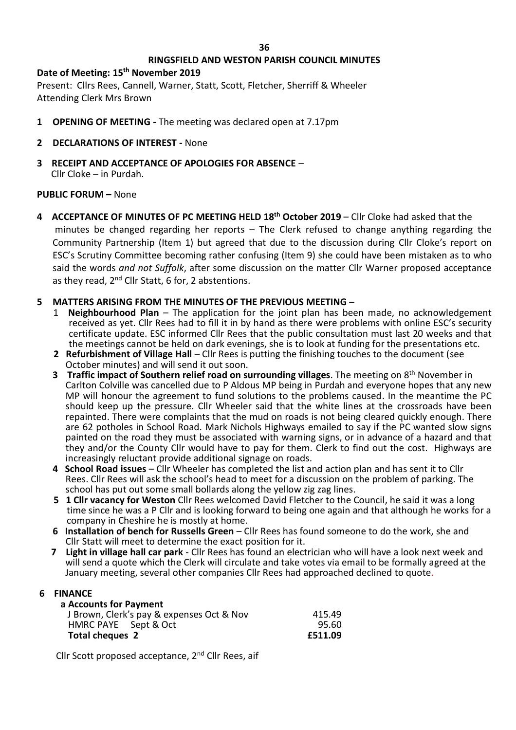# RINGSFIELD AND WESTON PARISH COUNCIL MINUTES

**Date of Meeting: 15th November 2019**

Present: Cllrs Rees, Cannell, Warner, Statt, Scott, Fletcher, Sherriff & Wheeler
Attending Clerk Mrs Brown

**1 OPENING OF MEETING -** The meeting was declared open at 7.17pm

**2 DECLARATIONS OF INTEREST -** None

**3 RECEIPT AND ACCEPTANCE OF APOLOGIES FOR ABSENCE** –
Cllr Cloke – in Purdah.

**PUBLIC FORUM –** None

**4 ACCEPTANCE OF MINUTES OF PC MEETING HELD 18th October 2019** – Cllr Cloke had asked that the minutes be changed regarding her reports – The Clerk refused to change anything regarding the Community Partnership (Item 1) but agreed that due to the discussion during Cllr Cloke's report on ESC's Scrutiny Committee becoming rather confusing (Item 9) she could have been mistaken as to who said the words *and not Suffolk*, after some discussion on the matter Cllr Warner proposed acceptance as they read, 2nd Cllr Statt, 6 for, 2 abstentions.

**5 MATTERS ARISING FROM THE MINUTES OF THE PREVIOUS MEETING –**

1. **Neighbourhood Plan** – The application for the joint plan has been made, no acknowledgement received as yet. Cllr Rees had to fill it in by hand as there were problems with online ESC's security certificate update. ESC informed Cllr Rees that the public consultation must last 20 weeks and that the meetings cannot be held on dark evenings, she is to look at funding for the presentations etc.
2. **Refurbishment of Village Hall** – Cllr Rees is putting the finishing touches to the document (see October minutes) and will send it out soon.
3. **Traffic impact of Southern relief road on surrounding villages**. The meeting on 8th November in Carlton Colville was cancelled due to P Aldous MP being in Purdah and everyone hopes that any new MP will honour the agreement to fund solutions to the problems caused. In the meantime the PC should keep up the pressure. Cllr Wheeler said that the white lines at the crossroads have been repainted. There were complaints that the mud on roads is not being cleared quickly enough. There are 62 potholes in School Road. Mark Nichols Highways emailed to say if the PC wanted slow signs painted on the road they must be associated with warning signs, or in advance of a hazard and that they and/or the County Cllr would have to pay for them. Clerk to find out the cost. Highways are increasingly reluctant provide additional signage on roads.
4. **School Road issues** – Cllr Wheeler has completed the list and action plan and has sent it to Cllr Rees. Cllr Rees will ask the school's head to meet for a discussion on the problem of parking. The school has put out some small bollards along the yellow zig zag lines.
5. **1 Cllr vacancy for Weston** Cllr Rees welcomed David Fletcher to the Council, he said it was a long time since he was a P Cllr and is looking forward to being one again and that although he works for a company in Cheshire he is mostly at home.
6. **Installation of bench for Russells Green** – Cllr Rees has found someone to do the work, she and Cllr Statt will meet to determine the exact position for it.
7. **Light in village hall car park** - Cllr Rees has found an electrician who will have a look next week and will send a quote which the Clerk will circulate and take votes via email to be formally agreed at the January meeting, several other companies Cllr Rees had approached declined to quote.

**6 FINANCE**

**a Accounts for Payment**

| | |
|---|---|
| J Brown, Clerk's pay & expenses Oct & Nov | 415.49 |
| HMRC PAYE Sept & Oct | 95.60 |
| **Total cheques 2** | **£511.09** |

Cllr Scott proposed acceptance, 2nd Cllr Rees, aif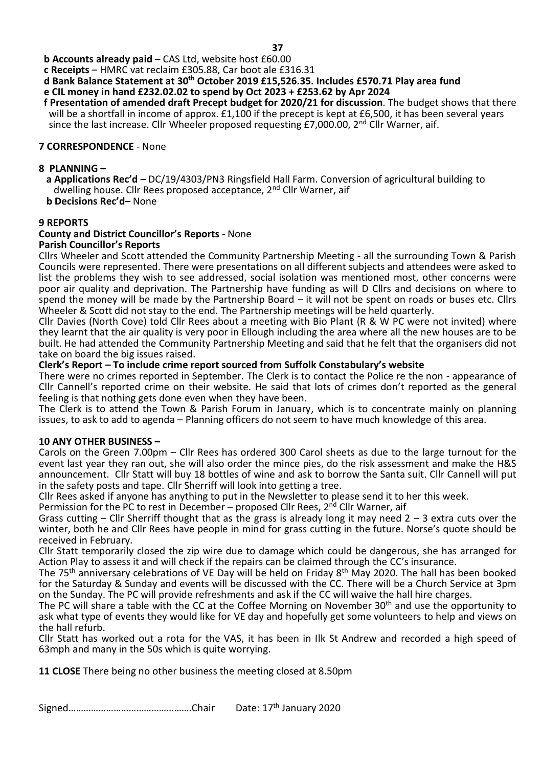**b Accounts already paid –** CAS Ltd, website host £60.00

**c Receipts** – HMRC vat reclaim £305.88, Car boot ale £316.31

**d Bank Balance Statement at 30th October 2019 £15,526.35. Includes £570.71 Play area fund**

**e CIL money in hand £232.02.02 to spend by Oct 2023 + £253.62 by Apr 2024**

**f Presentation of amended draft Precept budget for 2020/21 for discussion**. The budget shows that there will be a shortfall in income of approx. £1,100 if the precept is kept at £6,500, it has been several years since the last increase. Cllr Wheeler proposed requesting £7,000.00, 2nd Cllr Warner, aif.

**7 CORRESPONDENCE** - None

**8 PLANNING –**

**a Applications Rec'd –** DC/19/4303/PN3 Ringsfield Hall Farm. Conversion of agricultural building to dwelling house. Cllr Rees proposed acceptance, 2nd Cllr Warner, aif

**b Decisions Rec'd–** None

**9 REPORTS**

**County and District Councillor's Reports** - None

**Parish Councillor's Reports**

Cllrs Wheeler and Scott attended the Community Partnership Meeting - all the surrounding Town & Parish Councils were represented. There were presentations on all different subjects and attendees were asked to list the problems they wish to see addressed, social isolation was mentioned most, other concerns were poor air quality and deprivation. The Partnership have funding as will D Cllrs and decisions on where to spend the money will be made by the Partnership Board – it will not be spent on roads or buses etc. Cllrs Wheeler & Scott did not stay to the end. The Partnership meetings will be held quarterly.

Cllr Davies (North Cove) told Cllr Rees about a meeting with Bio Plant (R & W PC were not invited) where they learnt that the air quality is very poor in Ellough including the area where all the new houses are to be built. He had attended the Community Partnership Meeting and said that he felt that the organisers did not take on board the big issues raised.

**Clerk's Report – To include crime report sourced from Suffolk Constabulary's website**

There were no crimes reported in September. The Clerk is to contact the Police re the non - appearance of Cllr Cannell's reported crime on their website. He said that lots of crimes don't reported as the general feeling is that nothing gets done even when they have been.

The Clerk is to attend the Town & Parish Forum in January, which is to concentrate mainly on planning issues, to ask to add to agenda – Planning officers do not seem to have much knowledge of this area.

**10 ANY OTHER BUSINESS –**

Carols on the Green 7.00pm – Cllr Rees has ordered 300 Carol sheets as due to the large turnout for the event last year they ran out, she will also order the mince pies, do the risk assessment and make the H&S announcement. Cllr Statt will buy 18 bottles of wine and ask to borrow the Santa suit. Cllr Cannell will put in the safety posts and tape. Cllr Sherriff will look into getting a tree.

Cllr Rees asked if anyone has anything to put in the Newsletter to please send it to her this week.

Permission for the PC to rest in December – proposed Cllr Rees, 2nd Cllr Warner, aif

Grass cutting – Cllr Sherriff thought that as the grass is already long it may need 2 – 3 extra cuts over the winter, both he and Cllr Rees have people in mind for grass cutting in the future. Norse's quote should be received in February.

Cllr Statt temporarily closed the zip wire due to damage which could be dangerous, she has arranged for Action Play to assess it and will check if the repairs can be claimed through the CC's insurance.

The 75th anniversary celebrations of VE Day will be held on Friday 8th May 2020. The hall has been booked for the Saturday & Sunday and events will be discussed with the CC. There will be a Church Service at 3pm on the Sunday. The PC will provide refreshments and ask if the CC will waive the hall hire charges.

The PC will share a table with the CC at the Coffee Morning on November 30th and use the opportunity to ask what type of events they would like for VE day and hopefully get some volunteers to help and views on the hall refurb.

Cllr Statt has worked out a rota for the VAS, it has been in Ilk St Andrew and recorded a high speed of 63mph and many in the 50s which is quite worrying.

**11 CLOSE** There being no other business the meeting closed at 8.50pm

Signed………………………………………..Chair Date: 17th January 2020